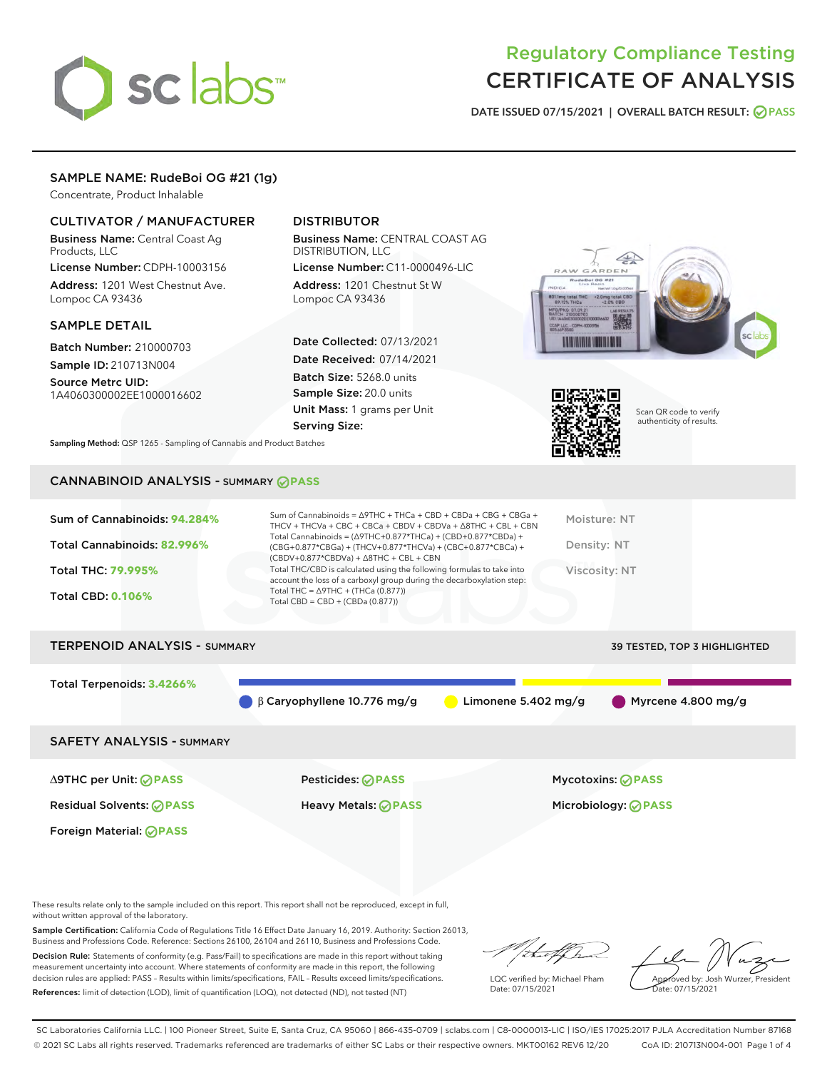# Regulatory Compliance Testing
# CERTIFICATE OF ANALYSIS

DATE ISSUED 07/15/2021 | OVERALL BATCH RESULT: PASS

## SAMPLE NAME: RudeBoi OG #21 (1g)

Concentrate, Product Inhalable

### CULTIVATOR / MANUFACTURER

**Business Name:** Central Coast Ag Products, LLC

**License Number:** CDPH-10003156

**Address:** 1201 West Chestnut Ave. Lompoc CA 93436

### DISTRIBUTOR

**Business Name:** CENTRAL COAST AG DISTRIBUTION, LLC

**License Number:** C11-0000496-LIC

**Address:** 1201 Chestnut St W Lompoc CA 93436

### SAMPLE DETAIL

**Batch Number:** 210000703

**Sample ID:** 210713N004

**Source Metrc UID:** 1A4060300002EE1000016602

**Date Collected:** 07/13/2021

**Date Received:** 07/14/2021

**Batch Size:** 5268.0 units

**Sample Size:** 20.0 units

**Unit Mass:** 1 grams per Unit

**Serving Size:**

Scan QR code to verify authenticity of results.

**Sampling Method:** QSP 1265 - Sampling of Cannabis and Product Batches

## CANNABINOID ANALYSIS - SUMMARY PASS

**Sum of Cannabinoids:** 94.284%

**Total Cannabinoids:** 82.996%

**Total THC:** 79.995%

**Total CBD:** 0.106%

Sum of Cannabinoids = Δ9THC + THCa + CBD + CBDa + CBG + CBGa + THCV + THCVa + CBC + CBCa + CBDV + CBDVa + Δ8THC + CBL + CBN

Total Cannabinoids = (Δ9THC+0.877*THCa) + (CBD+0.877*CBDa) + (CBG+0.877*CBGa) + (THCV+0.877*THCVa) + (CBC+0.877*CBCa) + (CBDV+0.877*CBDVa) + Δ8THC + CBL + CBN

Total THC/CBD is calculated using the following formulas to take into account the loss of a carboxyl group during the decarboxylation step:

Total THC = Δ9THC + (THCa (0.877))

Total CBD = CBD + (CBDa (0.877))

Moisture: NT

Density: NT

Viscosity: NT

## TERPENOID ANALYSIS - SUMMARY

39 TESTED, TOP 3 HIGHLIGHTED

**Total Terpenoids:** 3.4266%

β Caryophyllene 10.776 mg/g | Limonene 5.402 mg/g | Myrcene 4.800 mg/g

## SAFETY ANALYSIS - SUMMARY

| | | |
|---|---|---|
| Δ9THC per Unit: PASS | Pesticides: PASS | Mycotoxins: PASS |
| Residual Solvents: PASS | Heavy Metals: PASS | Microbiology: PASS |
| Foreign Material: PASS | | |

These results relate only to the sample included on this report. This report shall not be reproduced, except in full, without written approval of the laboratory.

**Sample Certification:** California Code of Regulations Title 16 Effect Date January 16, 2019. Authority: Section 26013, Business and Professions Code. Reference: Sections 26100, 26104 and 26110, Business and Professions Code.

**Decision Rule:** Statements of conformity (e.g. Pass/Fail) to specifications are made in this report without taking measurement uncertainty into account. Where statements of conformity are made in this report, the following decision rules are applied: PASS – Results within limits/specifications, FAIL – Results exceed limits/specifications.

**References:** limit of detection (LOD), limit of quantification (LOQ), not detected (ND), not tested (NT)

LQC verified by: Michael Pham
Date: 07/15/2021

Approved by: Josh Wurzer, President
Date: 07/15/2021

SC Laboratories California LLC. | 100 Pioneer Street, Suite E, Santa Cruz, CA 95060 | 866-435-0709 | sclabs.com | C8-0000013-LIC | ISO/IES 17025:2017 PJLA Accreditation Number 87168
© 2021 SC Labs all rights reserved. Trademarks referenced are trademarks of either SC Labs or their respective owners. MKT00162 REV6 12/20 CoA ID: 210713N004-001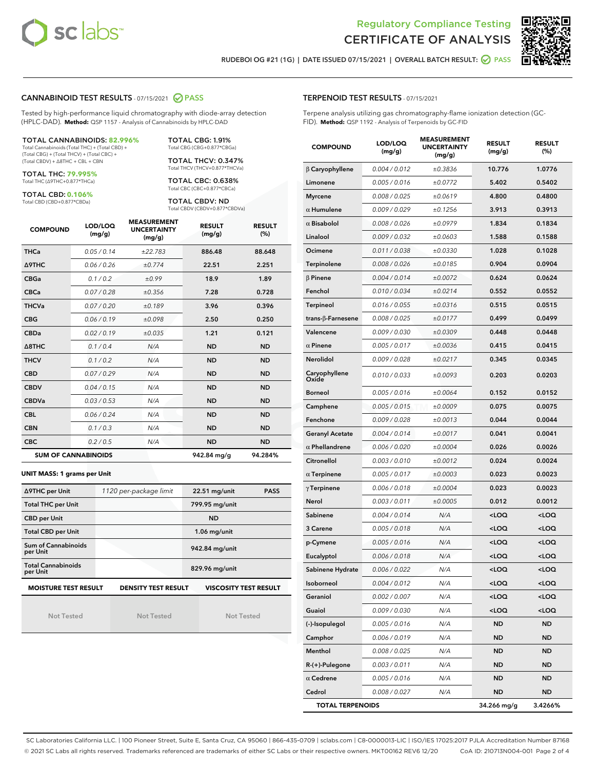# Regulatory Compliance Testing
# CERTIFICATE OF ANALYSIS

RUDEBOI OG #21 (1G) | DATE ISSUED 07/15/2021 | OVERALL BATCH RESULT: PASS

## CANNABINOID TEST RESULTS - 07/15/2021 PASS

Tested by high-performance liquid chromatography with diode-array detection (HPLC-DAD). **Method:** QSP 1157 - Analysis of Cannabinoids by HPLC-DAD

**TOTAL CANNABINOIDS: 82.996%**
Total Cannabinoids (Total THC) + (Total CBD) + (Total CBG) + (Total THCV) + (Total CBC) + (Total CBDV) + Δ8THC + CBL + CBN

**TOTAL THC: 79.995%**
Total THC (Δ9THC+0.877*THCa)

**TOTAL CBD: 0.106%**
Total CBD (CBD+0.877*CBDa)

**TOTAL CBG: 1.91%**
Total CBG (CBG+0.877*CBGa)

**TOTAL THCV: 0.347%**
Total THCV (THCV+0.877*THCVa)

**TOTAL CBC: 0.638%**
Total CBC (CBC+0.877*CBCa)

**TOTAL CBDV: ND**
Total CBDV (CBDV+0.877*CBDVa)

| COMPOUND | LOD/LOQ (mg/g) | MEASUREMENT UNCERTAINTY (mg/g) | RESULT (mg/g) | RESULT (%) |
|---|---|---|---|---|
| THCa | 0.05 / 0.14 | ±22.783 | 886.48 | 88.648 |
| Δ9THC | 0.06 / 0.26 | ±0.774 | 22.51 | 2.251 |
| CBGa | 0.1 / 0.2 | ±0.99 | 18.9 | 1.89 |
| CBCa | 0.07 / 0.28 | ±0.356 | 7.28 | 0.728 |
| THCVa | 0.07 / 0.20 | ±0.189 | 3.96 | 0.396 |
| CBG | 0.06 / 0.19 | ±0.098 | 2.50 | 0.250 |
| CBDa | 0.02 / 0.19 | ±0.035 | 1.21 | 0.121 |
| Δ8THC | 0.1 / 0.4 | N/A | ND | ND |
| THCV | 0.1 / 0.2 | N/A | ND | ND |
| CBD | 0.07 / 0.29 | N/A | ND | ND |
| CBDV | 0.04 / 0.15 | N/A | ND | ND |
| CBDVa | 0.03 / 0.53 | N/A | ND | ND |
| CBL | 0.06 / 0.24 | N/A | ND | ND |
| CBN | 0.1 / 0.3 | N/A | ND | ND |
| CBC | 0.2 / 0.5 | N/A | ND | ND |
| **SUM OF CANNABINOIDS** | | | 942.84 mg/g | 94.284% |

**UNIT MASS: 1 grams per Unit**

| | | | |
|---|---|---|---|
| Δ9THC per Unit | 1120 per-package limit | 22.51 mg/unit | PASS |
| Total THC per Unit | | 799.95 mg/unit | |
| CBD per Unit | | ND | |
| Total CBD per Unit | | 1.06 mg/unit | |
| Sum of Cannabinoids per Unit | | 942.84 mg/unit | |
| Total Cannabinoids per Unit | | 829.96 mg/unit | |

| MOISTURE TEST RESULT | DENSITY TEST RESULT | VISCOSITY TEST RESULT |
|---|---|---|
| Not Tested | Not Tested | Not Tested |

## TERPENOID TEST RESULTS - 07/15/2021

Terpene analysis utilizing gas chromatography-flame ionization detection (GC-FID). **Method:** QSP 1192 - Analysis of Terpenoids by GC-FID

| COMPOUND | LOD/LOQ (mg/g) | MEASUREMENT UNCERTAINTY (mg/g) | RESULT (mg/g) | RESULT (%) |
|---|---|---|---|---|
| β Caryophyllene | 0.004 / 0.012 | ±0.3836 | 10.776 | 1.0776 |
| Limonene | 0.005 / 0.016 | ±0.0772 | 5.402 | 0.5402 |
| Myrcene | 0.008 / 0.025 | ±0.0619 | 4.800 | 0.4800 |
| α Humulene | 0.009 / 0.029 | ±0.1256 | 3.913 | 0.3913 |
| α Bisabolol | 0.008 / 0.026 | ±0.0979 | 1.834 | 0.1834 |
| Linalool | 0.009 / 0.032 | ±0.0603 | 1.588 | 0.1588 |
| Ocimene | 0.011 / 0.038 | ±0.0330 | 1.028 | 0.1028 |
| Terpinolene | 0.008 / 0.026 | ±0.0185 | 0.904 | 0.0904 |
| β Pinene | 0.004 / 0.014 | ±0.0072 | 0.624 | 0.0624 |
| Fenchol | 0.010 / 0.034 | ±0.0214 | 0.552 | 0.0552 |
| Terpineol | 0.016 / 0.055 | ±0.0316 | 0.515 | 0.0515 |
| trans-β-Farnesene | 0.008 / 0.025 | ±0.0177 | 0.499 | 0.0499 |
| Valencene | 0.009 / 0.030 | ±0.0309 | 0.448 | 0.0448 |
| α Pinene | 0.005 / 0.017 | ±0.0036 | 0.415 | 0.0415 |
| Nerolidol | 0.009 / 0.028 | ±0.0217 | 0.345 | 0.0345 |
| Caryophyllene Oxide | 0.010 / 0.033 | ±0.0093 | 0.203 | 0.0203 |
| Borneol | 0.005 / 0.016 | ±0.0064 | 0.152 | 0.0152 |
| Camphene | 0.005 / 0.015 | ±0.0009 | 0.075 | 0.0075 |
| Fenchone | 0.009 / 0.028 | ±0.0013 | 0.044 | 0.0044 |
| Geranyl Acetate | 0.004 / 0.014 | ±0.0017 | 0.041 | 0.0041 |
| α Phellandrene | 0.006 / 0.020 | ±0.0004 | 0.026 | 0.0026 |
| Citronellol | 0.003 / 0.010 | ±0.0012 | 0.024 | 0.0024 |
| α Terpinene | 0.005 / 0.017 | ±0.0003 | 0.023 | 0.0023 |
| γ Terpinene | 0.006 / 0.018 | ±0.0004 | 0.023 | 0.0023 |
| Nerol | 0.003 / 0.011 | ±0.0005 | 0.012 | 0.0012 |
| Sabinene | 0.004 / 0.014 | N/A | <LOQ | <LOQ |
| 3 Carene | 0.005 / 0.018 | N/A | <LOQ | <LOQ |
| p-Cymene | 0.005 / 0.016 | N/A | <LOQ | <LOQ |
| Eucalyptol | 0.006 / 0.018 | N/A | <LOQ | <LOQ |
| Sabinene Hydrate | 0.006 / 0.022 | N/A | <LOQ | <LOQ |
| Isoborneol | 0.004 / 0.012 | N/A | <LOQ | <LOQ |
| Geraniol | 0.002 / 0.007 | N/A | <LOQ | <LOQ |
| Guaiol | 0.009 / 0.030 | N/A | <LOQ | <LOQ |
| (-)-Isopulegol | 0.005 / 0.016 | N/A | ND | ND |
| Camphor | 0.006 / 0.019 | N/A | ND | ND |
| Menthol | 0.008 / 0.025 | N/A | ND | ND |
| R-(+)-Pulegone | 0.003 / 0.011 | N/A | ND | ND |
| α Cedrene | 0.005 / 0.016 | N/A | ND | ND |
| Cedrol | 0.008 / 0.027 | N/A | ND | ND |
| **TOTAL TERPENOIDS** | | | 34.266 mg/g | 3.4266% |

SC Laboratories California LLC. | 100 Pioneer Street, Suite E, Santa Cruz, CA 95060 | 866-435-0709 | sclabs.com | C8-0000013-LIC | ISO/IES 17025:2017 PJLA Accreditation Number 87168
© 2021 SC Labs all rights reserved. Trademarks referenced are trademarks of either SC Labs or their respective owners. MKT00162 REV6 12/20 CoA ID: 210713N004-001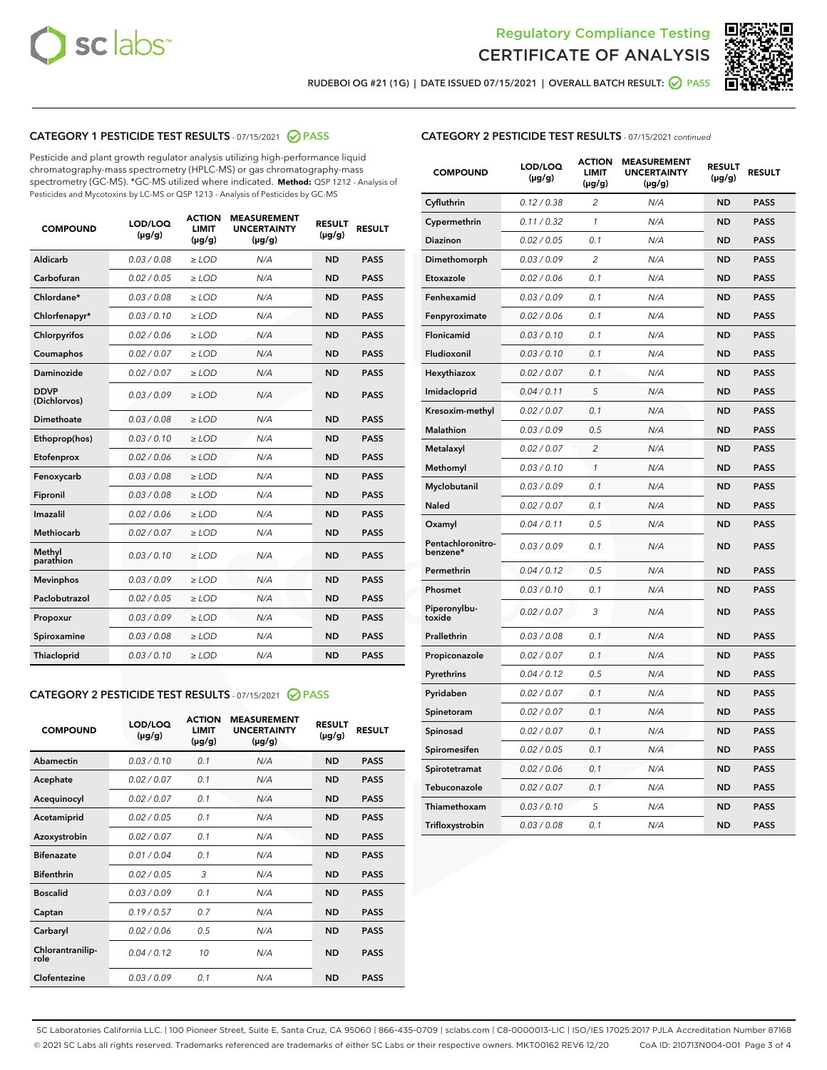# Regulatory Compliance Testing
# CERTIFICATE OF ANALYSIS

RUDEBOI OG #21 (1G) | DATE ISSUED 07/15/2021 | OVERALL BATCH RESULT: PASS

## CATEGORY 1 PESTICIDE TEST RESULTS - 07/15/2021 PASS

Pesticide and plant growth regulator analysis utilizing high-performance liquid chromatography-mass spectrometry (HPLC-MS) or gas chromatography-mass spectrometry (GC-MS). *GC-MS utilized where indicated. **Method:** QSP 1212 - Analysis of Pesticides and Mycotoxins by LC-MS or QSP 1213 - Analysis of Pesticides by GC-MS

| COMPOUND | LOD/LOQ (μg/g) | ACTION LIMIT (μg/g) | MEASUREMENT UNCERTAINTY (μg/g) | RESULT (μg/g) | RESULT |
|---|---|---|---|---|---|
| Aldicarb | 0.03 / 0.08 | ≥ LOD | N/A | ND | PASS |
| Carbofuran | 0.02 / 0.05 | ≥ LOD | N/A | ND | PASS |
| Chlordane* | 0.03 / 0.08 | ≥ LOD | N/A | ND | PASS |
| Chlorfenapyr* | 0.03 / 0.10 | ≥ LOD | N/A | ND | PASS |
| Chlorpyrifos | 0.02 / 0.06 | ≥ LOD | N/A | ND | PASS |
| Coumaphos | 0.02 / 0.07 | ≥ LOD | N/A | ND | PASS |
| Daminozide | 0.02 / 0.07 | ≥ LOD | N/A | ND | PASS |
| DDVP (Dichlorvos) | 0.03 / 0.09 | ≥ LOD | N/A | ND | PASS |
| Dimethoate | 0.03 / 0.08 | ≥ LOD | N/A | ND | PASS |
| Ethoprop(hos) | 0.03 / 0.10 | ≥ LOD | N/A | ND | PASS |
| Etofenprox | 0.02 / 0.06 | ≥ LOD | N/A | ND | PASS |
| Fenoxycarb | 0.03 / 0.08 | ≥ LOD | N/A | ND | PASS |
| Fipronil | 0.03 / 0.08 | ≥ LOD | N/A | ND | PASS |
| Imazalil | 0.02 / 0.06 | ≥ LOD | N/A | ND | PASS |
| Methiocarb | 0.02 / 0.07 | ≥ LOD | N/A | ND | PASS |
| Methyl parathion | 0.03 / 0.10 | ≥ LOD | N/A | ND | PASS |
| Mevinphos | 0.03 / 0.09 | ≥ LOD | N/A | ND | PASS |
| Paclobutrazol | 0.02 / 0.05 | ≥ LOD | N/A | ND | PASS |
| Propoxur | 0.03 / 0.09 | ≥ LOD | N/A | ND | PASS |
| Spiroxamine | 0.03 / 0.08 | ≥ LOD | N/A | ND | PASS |
| Thiacloprid | 0.03 / 0.10 | ≥ LOD | N/A | ND | PASS |

## CATEGORY 2 PESTICIDE TEST RESULTS - 07/15/2021 PASS

| COMPOUND | LOD/LOQ (μg/g) | ACTION LIMIT (μg/g) | MEASUREMENT UNCERTAINTY (μg/g) | RESULT (μg/g) | RESULT |
|---|---|---|---|---|---|
| Abamectin | 0.03 / 0.10 | 0.1 | N/A | ND | PASS |
| Acephate | 0.02 / 0.07 | 0.1 | N/A | ND | PASS |
| Acequinocyl | 0.02 / 0.07 | 0.1 | N/A | ND | PASS |
| Acetamiprid | 0.02 / 0.05 | 0.1 | N/A | ND | PASS |
| Azoxystrobin | 0.02 / 0.07 | 0.1 | N/A | ND | PASS |
| Bifenazate | 0.01 / 0.04 | 0.1 | N/A | ND | PASS |
| Bifenthrin | 0.02 / 0.05 | 3 | N/A | ND | PASS |
| Boscalid | 0.03 / 0.09 | 0.1 | N/A | ND | PASS |
| Captan | 0.19 / 0.57 | 0.7 | N/A | ND | PASS |
| Carbaryl | 0.02 / 0.06 | 0.5 | N/A | ND | PASS |
| Chlorantraniliprole | 0.04 / 0.12 | 10 | N/A | ND | PASS |
| Clofentezine | 0.03 / 0.09 | 0.1 | N/A | ND | PASS |
| Cyfluthrin | 0.12 / 0.38 | 2 | N/A | ND | PASS |
| Cypermethrin | 0.11 / 0.32 | 1 | N/A | ND | PASS |
| Diazinon | 0.02 / 0.05 | 0.1 | N/A | ND | PASS |
| Dimethomorph | 0.03 / 0.09 | 2 | N/A | ND | PASS |
| Etoxazole | 0.02 / 0.06 | 0.1 | N/A | ND | PASS |
| Fenhexamid | 0.03 / 0.09 | 0.1 | N/A | ND | PASS |
| Fenpyroximate | 0.02 / 0.06 | 0.1 | N/A | ND | PASS |
| Flonicamid | 0.03 / 0.10 | 0.1 | N/A | ND | PASS |
| Fludioxonil | 0.03 / 0.10 | 0.1 | N/A | ND | PASS |
| Hexythiazox | 0.02 / 0.07 | 0.1 | N/A | ND | PASS |
| Imidacloprid | 0.04 / 0.11 | 5 | N/A | ND | PASS |
| Kresoxim-methyl | 0.02 / 0.07 | 0.1 | N/A | ND | PASS |
| Malathion | 0.03 / 0.09 | 0.5 | N/A | ND | PASS |
| Metalaxyl | 0.02 / 0.07 | 2 | N/A | ND | PASS |
| Methomyl | 0.03 / 0.10 | 1 | N/A | ND | PASS |
| Myclobutanil | 0.03 / 0.09 | 0.1 | N/A | ND | PASS |
| Naled | 0.02 / 0.07 | 0.1 | N/A | ND | PASS |
| Oxamyl | 0.04 / 0.11 | 0.5 | N/A | ND | PASS |
| Pentachloronitrobenzene* | 0.03 / 0.09 | 0.1 | N/A | ND | PASS |
| Permethrin | 0.04 / 0.12 | 0.5 | N/A | ND | PASS |
| Phosmet | 0.03 / 0.10 | 0.1 | N/A | ND | PASS |
| Piperonylbutoxide | 0.02 / 0.07 | 3 | N/A | ND | PASS |
| Prallethrin | 0.03 / 0.08 | 0.1 | N/A | ND | PASS |
| Propiconazole | 0.02 / 0.07 | 0.1 | N/A | ND | PASS |
| Pyrethrins | 0.04 / 0.12 | 0.5 | N/A | ND | PASS |
| Pyridaben | 0.02 / 0.07 | 0.1 | N/A | ND | PASS |
| Spinetoram | 0.02 / 0.07 | 0.1 | N/A | ND | PASS |
| Spinosad | 0.02 / 0.07 | 0.1 | N/A | ND | PASS |
| Spiromesifen | 0.02 / 0.05 | 0.1 | N/A | ND | PASS |
| Spirotetramat | 0.02 / 0.06 | 0.1 | N/A | ND | PASS |
| Tebuconazole | 0.02 / 0.07 | 0.1 | N/A | ND | PASS |
| Thiamethoxam | 0.03 / 0.10 | 5 | N/A | ND | PASS |
| Trifloxystrobin | 0.03 / 0.08 | 0.1 | N/A | ND | PASS |

SC Laboratories California LLC. | 100 Pioneer Street, Suite E, Santa Cruz, CA 95060 | 866-435-0709 | sclabs.com | C8-0000013-LIC | ISO/IES 17025:2017 PJLA Accreditation Number 87168
© 2021 SC Labs all rights reserved. Trademarks referenced are trademarks of either SC Labs or their respective owners. MKT00162 REV6 12/20 CoA ID: 210713N004-001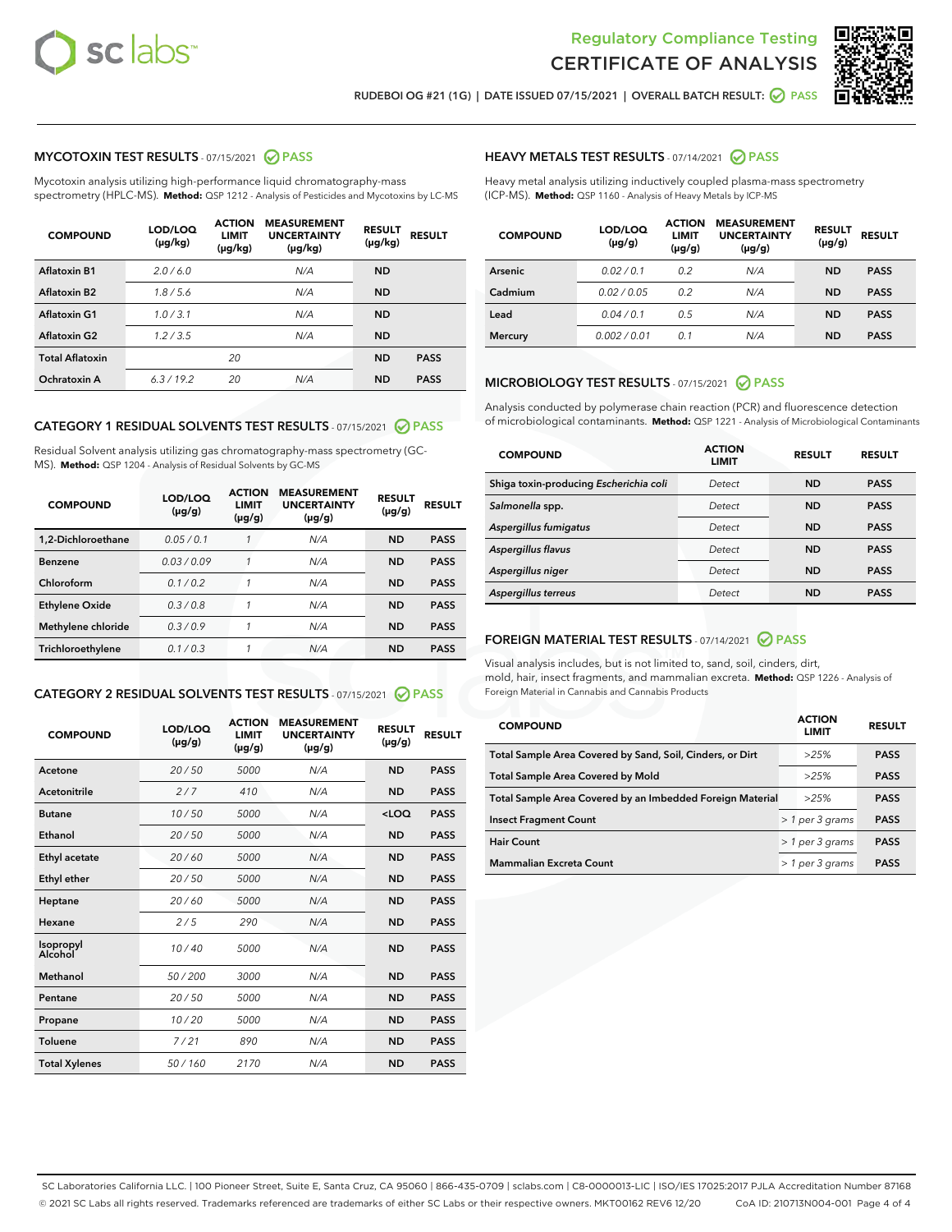Regulatory Compliance Testing

# CERTIFICATE OF ANALYSIS

RUDEBOI OG #21 (1G) | DATE ISSUED 07/15/2021 | OVERALL BATCH RESULT: PASS

## MYCOTOXIN TEST RESULTS - 07/15/2021 PASS

Mycotoxin analysis utilizing high-performance liquid chromatography-mass spectrometry (HPLC-MS). **Method:** QSP 1212 - Analysis of Pesticides and Mycotoxins by LC-MS

| COMPOUND | LOD/LOQ (µg/kg) | ACTION LIMIT (µg/kg) | MEASUREMENT UNCERTAINTY (µg/kg) | RESULT (µg/kg) | RESULT |
|---|---|---|---|---|---|
| Aflatoxin B1 | 2.0 / 6.0 | | N/A | ND | |
| Aflatoxin B2 | 1.8 / 5.6 | | N/A | ND | |
| Aflatoxin G1 | 1.0 / 3.1 | | N/A | ND | |
| Aflatoxin G2 | 1.2 / 3.5 | | N/A | ND | |
| Total Aflatoxin | | 20 | | ND | PASS |
| Ochratoxin A | 6.3 / 19.2 | 20 | N/A | ND | PASS |

## CATEGORY 1 RESIDUAL SOLVENTS TEST RESULTS - 07/15/2021 PASS

Residual Solvent analysis utilizing gas chromatography-mass spectrometry (GC-MS). **Method:** QSP 1204 - Analysis of Residual Solvents by GC-MS

| COMPOUND | LOD/LOQ (µg/g) | ACTION LIMIT (µg/g) | MEASUREMENT UNCERTAINTY (µg/g) | RESULT (µg/g) | RESULT |
|---|---|---|---|---|---|
| 1,2-Dichloroethane | 0.05 / 0.1 | 1 | N/A | ND | PASS |
| Benzene | 0.03 / 0.09 | 1 | N/A | ND | PASS |
| Chloroform | 0.1 / 0.2 | 1 | N/A | ND | PASS |
| Ethylene Oxide | 0.3 / 0.8 | 1 | N/A | ND | PASS |
| Methylene chloride | 0.3 / 0.9 | 1 | N/A | ND | PASS |
| Trichloroethylene | 0.1 / 0.3 | 1 | N/A | ND | PASS |

## CATEGORY 2 RESIDUAL SOLVENTS TEST RESULTS - 07/15/2021 PASS

| COMPOUND | LOD/LOQ (µg/g) | ACTION LIMIT (µg/g) | MEASUREMENT UNCERTAINTY (µg/g) | RESULT (µg/g) | RESULT |
|---|---|---|---|---|---|
| Acetone | 20 / 50 | 5000 | N/A | ND | PASS |
| Acetonitrile | 2 / 7 | 410 | N/A | ND | PASS |
| Butane | 10 / 50 | 5000 | N/A | <LOQ | PASS |
| Ethanol | 20 / 50 | 5000 | N/A | ND | PASS |
| Ethyl acetate | 20 / 60 | 5000 | N/A | ND | PASS |
| Ethyl ether | 20 / 50 | 5000 | N/A | ND | PASS |
| Heptane | 20 / 60 | 5000 | N/A | ND | PASS |
| Hexane | 2 / 5 | 290 | N/A | ND | PASS |
| Isopropyl Alcohol | 10 / 40 | 5000 | N/A | ND | PASS |
| Methanol | 50 / 200 | 3000 | N/A | ND | PASS |
| Pentane | 20 / 50 | 5000 | N/A | ND | PASS |
| Propane | 10 / 20 | 5000 | N/A | ND | PASS |
| Toluene | 7 / 21 | 890 | N/A | ND | PASS |
| Total Xylenes | 50 / 160 | 2170 | N/A | ND | PASS |

## HEAVY METALS TEST RESULTS - 07/14/2021 PASS

Heavy metal analysis utilizing inductively coupled plasma-mass spectrometry (ICP-MS). **Method:** QSP 1160 - Analysis of Heavy Metals by ICP-MS

| COMPOUND | LOD/LOQ (µg/g) | ACTION LIMIT (µg/g) | MEASUREMENT UNCERTAINTY (µg/g) | RESULT (µg/g) | RESULT |
|---|---|---|---|---|---|
| Arsenic | 0.02 / 0.1 | 0.2 | N/A | ND | PASS |
| Cadmium | 0.02 / 0.05 | 0.2 | N/A | ND | PASS |
| Lead | 0.04 / 0.1 | 0.5 | N/A | ND | PASS |
| Mercury | 0.002 / 0.01 | 0.1 | N/A | ND | PASS |

## MICROBIOLOGY TEST RESULTS - 07/15/2021 PASS

Analysis conducted by polymerase chain reaction (PCR) and fluorescence detection of microbiological contaminants. **Method:** QSP 1221 - Analysis of Microbiological Contaminants

| COMPOUND | ACTION LIMIT | RESULT | RESULT |
|---|---|---|---|
| Shiga toxin-producing *Escherichia coli* | Detect | ND | PASS |
| *Salmonella* spp. | Detect | ND | PASS |
| *Aspergillus fumigatus* | Detect | ND | PASS |
| *Aspergillus flavus* | Detect | ND | PASS |
| *Aspergillus niger* | Detect | ND | PASS |
| *Aspergillus terreus* | Detect | ND | PASS |

## FOREIGN MATERIAL TEST RESULTS - 07/14/2021 PASS

Visual analysis includes, but is not limited to, sand, soil, cinders, dirt, mold, hair, insect fragments, and mammalian excreta. **Method:** QSP 1226 - Analysis of Foreign Material in Cannabis and Cannabis Products

| COMPOUND | ACTION LIMIT | RESULT |
|---|---|---|
| Total Sample Area Covered by Sand, Soil, Cinders, or Dirt | >25% | PASS |
| Total Sample Area Covered by Mold | >25% | PASS |
| Total Sample Area Covered by an Imbedded Foreign Material | >25% | PASS |
| Insect Fragment Count | > 1 per 3 grams | PASS |
| Hair Count | > 1 per 3 grams | PASS |
| Mammalian Excreta Count | > 1 per 3 grams | PASS |

SC Laboratories California LLC. | 100 Pioneer Street, Suite E, Santa Cruz, CA 95060 | 866-435-0709 | sclabs.com | C8-0000013-LIC | ISO/IES 17025:2017 PJLA Accreditation Number 87168
© 2021 SC Labs all rights reserved. Trademarks referenced are trademarks of either SC Labs or their respective owners. MKT00162 REV6 12/20 CoA ID: 210713N004-001